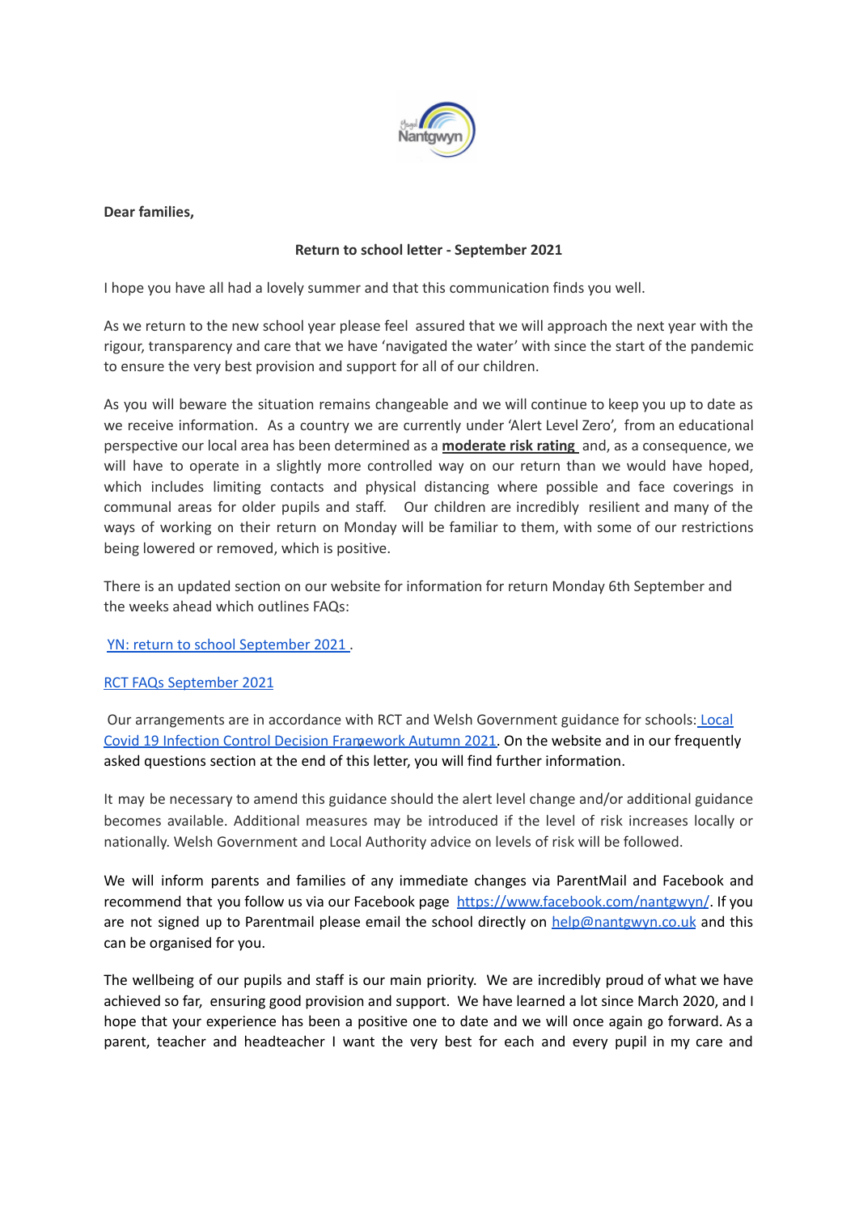**Dear families,**

**Return to school letter - September 2021**

I hope you have all had a lovely summer and that this communication finds you well.

As we return to the new school year please feel assured that we will approach the next year with the rigour, transparency and care that we have 'navigated the water' with since the start of the pandemic to ensure the very best provision and support for all of our children.

As you will beware the situation remains changeable and we will continue to keep you up to date as we receive information. As a country we are currently under 'Alert Level Zero', from an educational perspective our local area has been determined as a **moderate risk rating** and, as a consequence, we will have to operate in a slightly more controlled way on our return than we would have hoped, which includes limiting contacts and physical distancing where possible and face coverings in communal areas for older pupils and staff. Our children are incredibly resilient and many of the ways of working on their return on Monday will be familiar to them, with some of our restrictions being lowered or removed, which is positive.

There is an updated section on our website for information for return Monday 6th September and the weeks ahead which outlines FAQs:

YN: return to school September 2021 .

RCT FAQs September 2021

Our arrangements are in accordance with RCT and Welsh Government guidance for schools: Local Covid 19 Infection Control Decision Framework Autumn 2021. On the website and in our frequently asked questions section at the end of this letter, you will find further information.

It may be necessary to amend this guidance should the alert level change and/or additional guidance becomes available. Additional measures may be introduced if the level of risk increases locally or nationally. Welsh Government and Local Authority advice on levels of risk will be followed.

We will inform parents and families of any immediate changes via ParentMail and Facebook and recommend that you follow us via our Facebook page https://www.facebook.com/nantgwyn/. If you are not signed up to Parentmail please email the school directly on help@nantgwyn.co.uk and this can be organised for you.

The wellbeing of our pupils and staff is our main priority. We are incredibly proud of what we have achieved so far, ensuring good provision and support. We have learned a lot since March 2020, and I hope that your experience has been a positive one to date and we will once again go forward. As a parent, teacher and headteacher I want the very best for each and every pupil in my care and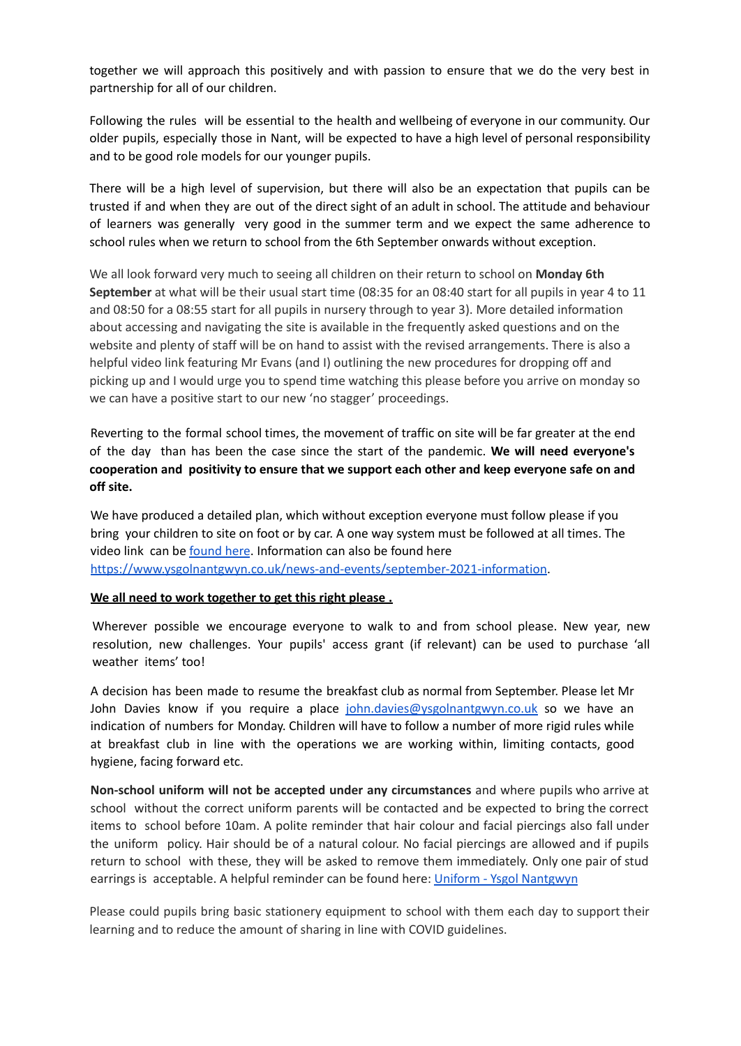together we will approach this positively and with passion to ensure that we do the very best in partnership for all of our children.

Following the rules will be essential to the health and wellbeing of everyone in our community. Our older pupils, especially those in Nant, will be expected to have a high level of personal responsibility and to be good role models for our younger pupils.

There will be a high level of supervision, but there will also be an expectation that pupils can be trusted if and when they are out of the direct sight of an adult in school. The attitude and behaviour of learners was generally very good in the summer term and we expect the same adherence to school rules when we return to school from the 6th September onwards without exception.

We all look forward very much to seeing all children on their return to school on **Monday 6th September** at what will be their usual start time (08:35 for an 08:40 start for all pupils in year 4 to 11 and 08:50 for a 08:55 start for all pupils in nursery through to year 3). More detailed information about accessing and navigating the site is available in the frequently asked questions and on the website and plenty of staff will be on hand to assist with the revised arrangements. There is also a helpful video link featuring Mr Evans (and I) outlining the new procedures for dropping off and picking up and I would urge you to spend time watching this please before you arrive on monday so we can have a positive start to our new 'no stagger' proceedings.

Reverting to the formal school times, the movement of traffic on site will be far greater at the end of the day than has been the case since the start of the pandemic. **We will need everyone's cooperation and positivity to ensure that we support each other and keep everyone safe on and off site.**

We have produced a detailed plan, which without exception everyone must follow please if you bring your children to site on foot or by car. A one way system must be followed at all times. The video link can be found here. Information can also be found here https://www.ysgolnantgwyn.co.uk/news-and-events/september-2021-information.

**We all need to work together to get this right please .**

Wherever possible we encourage everyone to walk to and from school please. New year, new resolution, new challenges. Your pupils' access grant (if relevant) can be used to purchase 'all weather items' too!

A decision has been made to resume the breakfast club as normal from September. Please let Mr John Davies know if you require a place john.davies@ysgolnantgwyn.co.uk so we have an indication of numbers for Monday. Children will have to follow a number of more rigid rules while at breakfast club in line with the operations we are working within, limiting contacts, good hygiene, facing forward etc.

**Non-school uniform will not be accepted under any circumstances** and where pupils who arrive at school without the correct uniform parents will be contacted and be expected to bring the correct items to school before 10am. A polite reminder that hair colour and facial piercings also fall under the uniform policy. Hair should be of a natural colour. No facial piercings are allowed and if pupils return to school with these, they will be asked to remove them immediately. Only one pair of stud earrings is acceptable. A helpful reminder can be found here: Uniform - Ysgol Nantgwyn

Please could pupils bring basic stationery equipment to school with them each day to support their learning and to reduce the amount of sharing in line with COVID guidelines.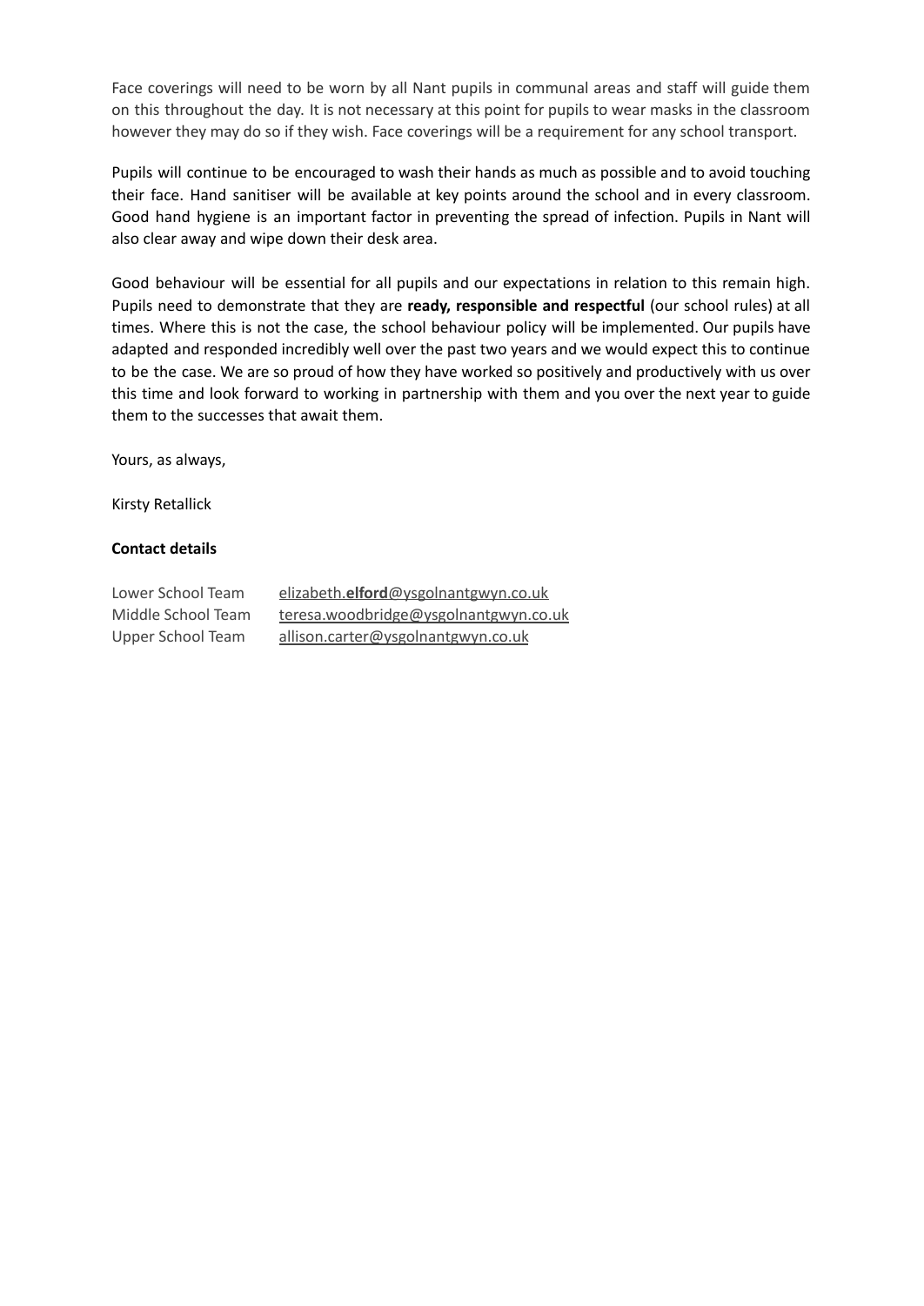Face coverings will need to be worn by all Nant pupils in communal areas and staff will guide them on this throughout the day. It is not necessary at this point for pupils to wear masks in the classroom however they may do so if they wish. Face coverings will be a requirement for any school transport.

Pupils will continue to be encouraged to wash their hands as much as possible and to avoid touching their face. Hand sanitiser will be available at key points around the school and in every classroom. Good hand hygiene is an important factor in preventing the spread of infection. Pupils in Nant will also clear away and wipe down their desk area.

Good behaviour will be essential for all pupils and our expectations in relation to this remain high. Pupils need to demonstrate that they are **ready, responsible and respectful** (our school rules) at all times. Where this is not the case, the school behaviour policy will be implemented. Our pupils have adapted and responded incredibly well over the past two years and we would expect this to continue to be the case. We are so proud of how they have worked so positively and productively with us over this time and look forward to working in partnership with them and you over the next year to guide them to the successes that await them.

Yours, as always,

Kirsty Retallick

**Contact details**

| | |
|---|---|
| Lower School Team | elizabeth.**elford**@ysgolnantgwyn.co.uk |
| Middle School Team | teresa.woodbridge@ysgolnantgwyn.co.uk |
| Upper School Team | allison.carter@ysgolnantgwyn.co.uk |